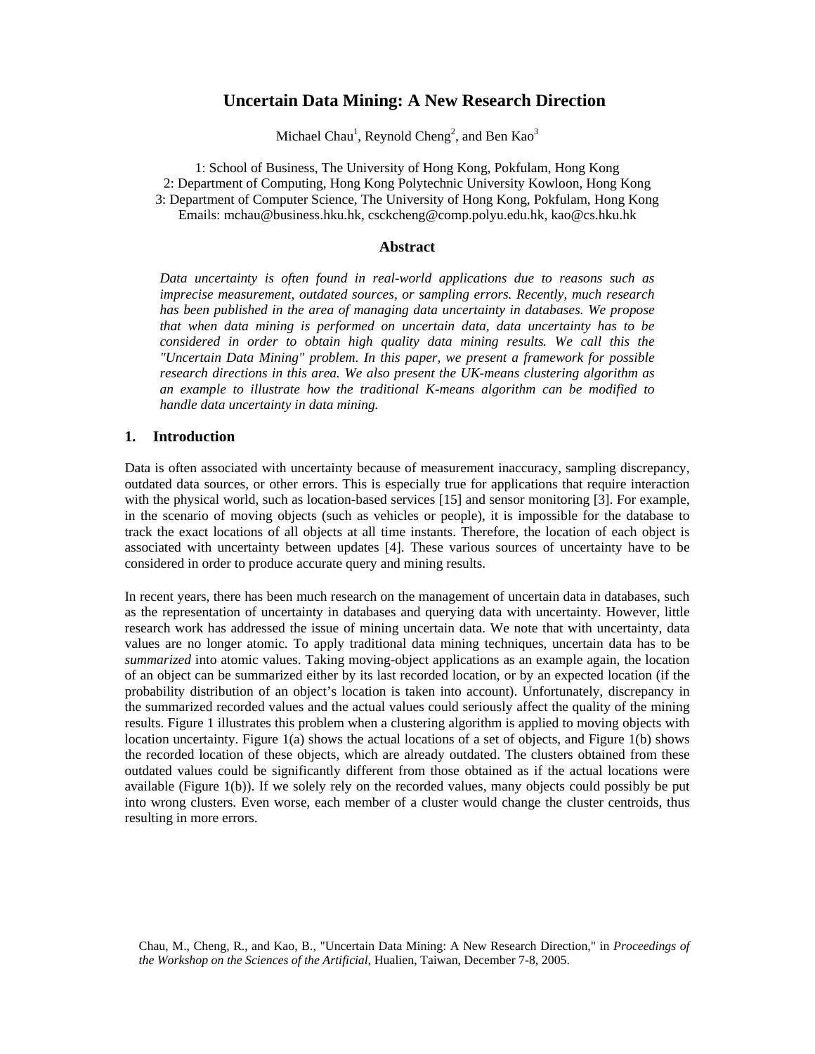# Uncertain Data Mining: A New Research Direction

Michael Chau[1], Reynold Cheng[2], and Ben Kao[3]

1: School of Business, The University of Hong Kong, Pokfulam, Hong Kong
2: Department of Computing, Hong Kong Polytechnic University Kowloon, Hong Kong
3: Department of Computer Science, The University of Hong Kong, Pokfulam, Hong Kong
Emails: mchau@business.hku.hk, csckcheng@comp.polyu.edu.hk, kao@cs.hku.hk

## Abstract

*Data uncertainty is often found in real-world applications due to reasons such as imprecise measurement, outdated sources, or sampling errors. Recently, much research has been published in the area of managing data uncertainty in databases. We propose that when data mining is performed on uncertain data, data uncertainty has to be considered in order to obtain high quality data mining results. We call this the "Uncertain Data Mining" problem. In this paper, we present a framework for possible research directions in this area. We also present the UK-means clustering algorithm as an example to illustrate how the traditional K-means algorithm can be modified to handle data uncertainty in data mining.*

## 1. Introduction

Data is often associated with uncertainty because of measurement inaccuracy, sampling discrepancy, outdated data sources, or other errors. This is especially true for applications that require interaction with the physical world, such as location-based services [15] and sensor monitoring [3]. For example, in the scenario of moving objects (such as vehicles or people), it is impossible for the database to track the exact locations of all objects at all time instants. Therefore, the location of each object is associated with uncertainty between updates [4]. These various sources of uncertainty have to be considered in order to produce accurate query and mining results.

In recent years, there has been much research on the management of uncertain data in databases, such as the representation of uncertainty in databases and querying data with uncertainty. However, little research work has addressed the issue of mining uncertain data. We note that with uncertainty, data values are no longer atomic. To apply traditional data mining techniques, uncertain data has to be *summarized* into atomic values. Taking moving-object applications as an example again, the location of an object can be summarized either by its last recorded location, or by an expected location (if the probability distribution of an object's location is taken into account). Unfortunately, discrepancy in the summarized recorded values and the actual values could seriously affect the quality of the mining results. Figure 1 illustrates this problem when a clustering algorithm is applied to moving objects with location uncertainty. Figure 1(a) shows the actual locations of a set of objects, and Figure 1(b) shows the recorded location of these objects, which are already outdated. The clusters obtained from these outdated values could be significantly different from those obtained as if the actual locations were available (Figure 1(b)). If we solely rely on the recorded values, many objects could possibly be put into wrong clusters. Even worse, each member of a cluster would change the cluster centroids, thus resulting in more errors.

Chau, M., Cheng, R., and Kao, B., "Uncertain Data Mining: A New Research Direction," in *Proceedings of the Workshop on the Sciences of the Artificial*, Hualien, Taiwan, December 7-8, 2005.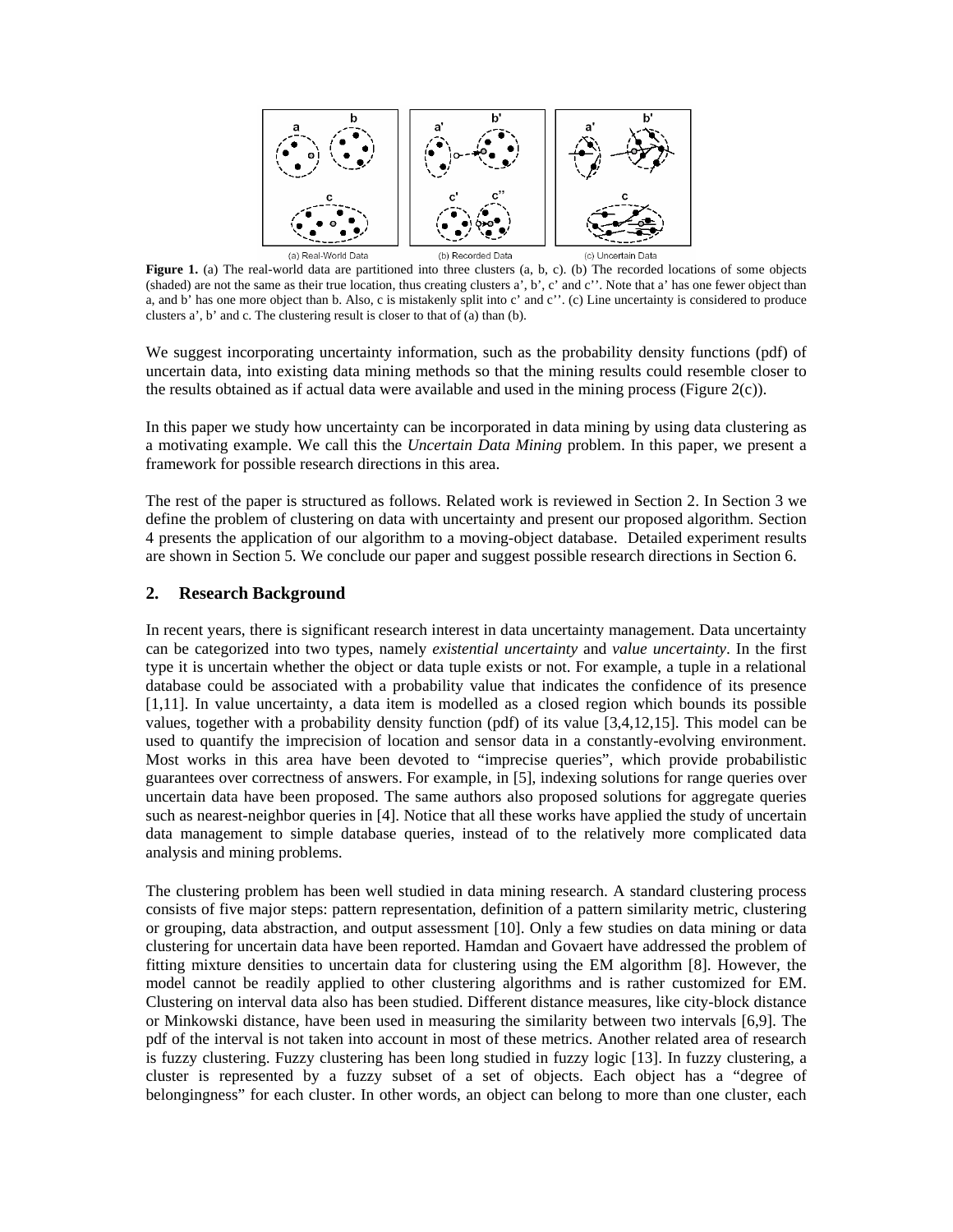**Figure 1.** (a) The real-world data are partitioned into three clusters (a, b, c). (b) The recorded locations of some objects (shaded) are not the same as their true location, thus creating clusters a', b', c' and c''. Note that a' has one fewer object than a, and b' has one more object than b. Also, c is mistakenly split into c' and c''. (c) Line uncertainty is considered to produce clusters a', b' and c. The clustering result is closer to that of (a) than (b).

We suggest incorporating uncertainty information, such as the probability density functions (pdf) of uncertain data, into existing data mining methods so that the mining results could resemble closer to the results obtained as if actual data were available and used in the mining process (Figure 2(c)).

In this paper we study how uncertainty can be incorporated in data mining by using data clustering as a motivating example. We call this the *Uncertain Data Mining* problem. In this paper, we present a framework for possible research directions in this area.

The rest of the paper is structured as follows. Related work is reviewed in Section 2. In Section 3 we define the problem of clustering on data with uncertainty and present our proposed algorithm. Section 4 presents the application of our algorithm to a moving-object database. Detailed experiment results are shown in Section 5. We conclude our paper and suggest possible research directions in Section 6.

## 2. Research Background

In recent years, there is significant research interest in data uncertainty management. Data uncertainty can be categorized into two types, namely *existential uncertainty* and *value uncertainty*. In the first type it is uncertain whether the object or data tuple exists or not. For example, a tuple in a relational database could be associated with a probability value that indicates the confidence of its presence [1,11]. In value uncertainty, a data item is modelled as a closed region which bounds its possible values, together with a probability density function (pdf) of its value [3,4,12,15]. This model can be used to quantify the imprecision of location and sensor data in a constantly-evolving environment. Most works in this area have been devoted to "imprecise queries", which provide probabilistic guarantees over correctness of answers. For example, in [5], indexing solutions for range queries over uncertain data have been proposed. The same authors also proposed solutions for aggregate queries such as nearest-neighbor queries in [4]. Notice that all these works have applied the study of uncertain data management to simple database queries, instead of to the relatively more complicated data analysis and mining problems.

The clustering problem has been well studied in data mining research. A standard clustering process consists of five major steps: pattern representation, definition of a pattern similarity metric, clustering or grouping, data abstraction, and output assessment [10]. Only a few studies on data mining or data clustering for uncertain data have been reported. Hamdan and Govaert have addressed the problem of fitting mixture densities to uncertain data for clustering using the EM algorithm [8]. However, the model cannot be readily applied to other clustering algorithms and is rather customized for EM. Clustering on interval data also has been studied. Different distance measures, like city-block distance or Minkowski distance, have been used in measuring the similarity between two intervals [6,9]. The pdf of the interval is not taken into account in most of these metrics. Another related area of research is fuzzy clustering. Fuzzy clustering has been long studied in fuzzy logic [13]. In fuzzy clustering, a cluster is represented by a fuzzy subset of a set of objects. Each object has a "degree of belongingness" for each cluster. In other words, an object can belong to more than one cluster, each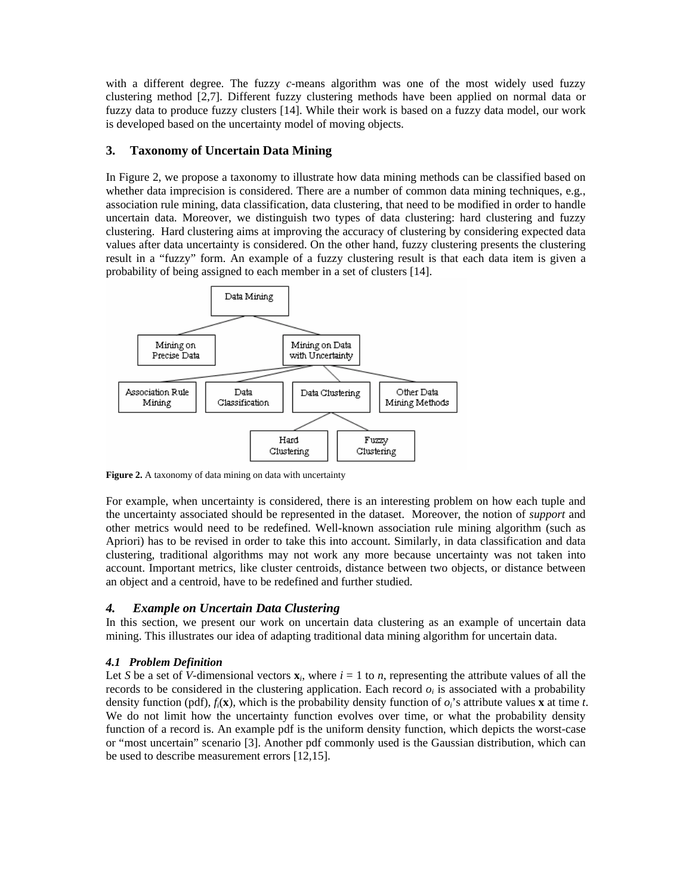with a different degree. The fuzzy *c*-means algorithm was one of the most widely used fuzzy clustering method [2,7]. Different fuzzy clustering methods have been applied on normal data or fuzzy data to produce fuzzy clusters [14]. While their work is based on a fuzzy data model, our work is developed based on the uncertainty model of moving objects.

## 3. Taxonomy of Uncertain Data Mining

In Figure 2, we propose a taxonomy to illustrate how data mining methods can be classified based on whether data imprecision is considered. There are a number of common data mining techniques, e.g., association rule mining, data classification, data clustering, that need to be modified in order to handle uncertain data. Moreover, we distinguish two types of data clustering: hard clustering and fuzzy clustering. Hard clustering aims at improving the accuracy of clustering by considering expected data values after data uncertainty is considered. On the other hand, fuzzy clustering presents the clustering result in a "fuzzy" form. An example of a fuzzy clustering result is that each data item is given a probability of being assigned to each member in a set of clusters [14].

**Figure 2.** A taxonomy of data mining on data with uncertainty

For example, when uncertainty is considered, there is an interesting problem on how each tuple and the uncertainty associated should be represented in the dataset. Moreover, the notion of *support* and other metrics would need to be redefined. Well-known association rule mining algorithm (such as Apriori) has to be revised in order to take this into account. Similarly, in data classification and data clustering, traditional algorithms may not work any more because uncertainty was not taken into account. Important metrics, like cluster centroids, distance between two objects, or distance between an object and a centroid, have to be redefined and further studied.

## *4. Example on Uncertain Data Clustering*

In this section, we present our work on uncertain data clustering as an example of uncertain data mining. This illustrates our idea of adapting traditional data mining algorithm for uncertain data.

### *4.1 Problem Definition*

Let $S$ be a set of $V$-dimensional vectors $\mathbf{x}_i$, where $i$ = 1 to $n$, representing the attribute values of all the records to be considered in the clustering application. Each record $o_i$ is associated with a probability density function (pdf), $f_i(\mathbf{x})$, which is the probability density function of $o_i$'s attribute values $\mathbf{x}$ at time $t$. We do not limit how the uncertainty function evolves over time, or what the probability density function of a record is. An example pdf is the uniform density function, which depicts the worst-case or "most uncertain" scenario [3]. Another pdf commonly used is the Gaussian distribution, which can be used to describe measurement errors [12,15].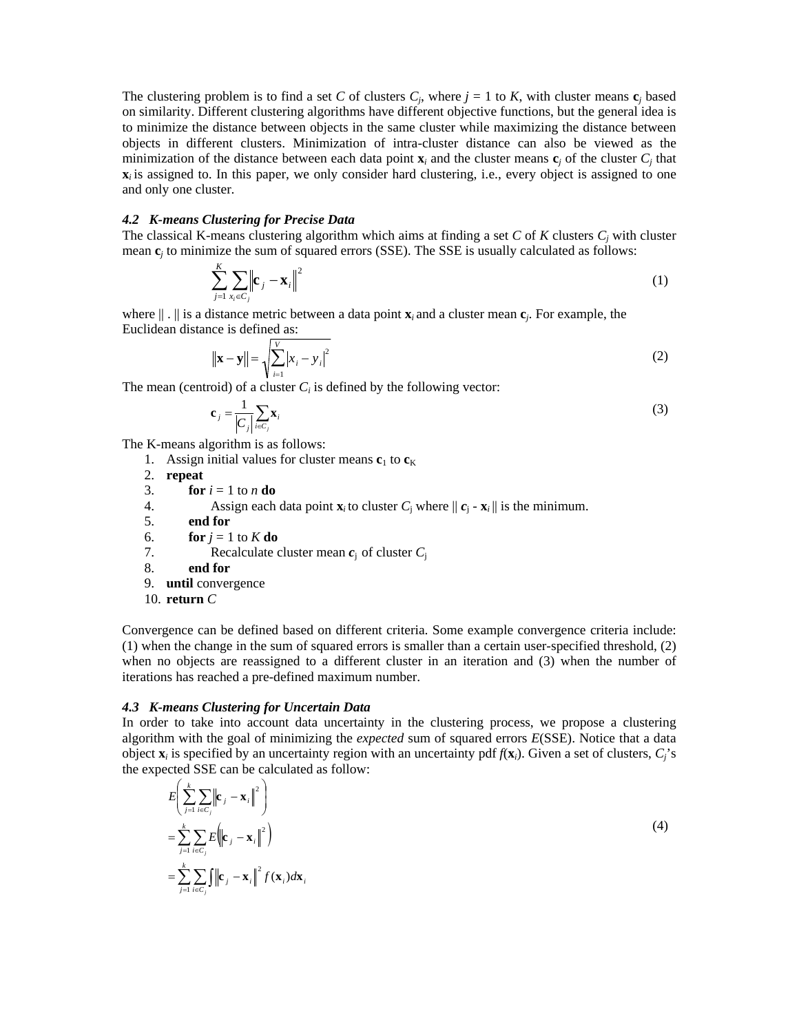The clustering problem is to find a set $C$ of clusters $C_j$, where $j = 1$ to $K$, with cluster means $\mathbf{c}_j$ based on similarity. Different clustering algorithms have different objective functions, but the general idea is to minimize the distance between objects in the same cluster while maximizing the distance between objects in different clusters. Minimization of intra-cluster distance can also be viewed as the minimization of the distance between each data point $\mathbf{x}_i$ and the cluster means $\mathbf{c}_j$ of the cluster $C_j$ that $\mathbf{x}_i$ is assigned to. In this paper, we only consider hard clustering, i.e., every object is assigned to one and only one cluster.

### *4.2 K-means Clustering for Precise Data*

The classical K-means clustering algorithm which aims at finding a set $C$ of $K$ clusters $C_j$ with cluster mean $\mathbf{c}_j$ to minimize the sum of squared errors (SSE). The SSE is usually calculated as follows:

$$\sum_{j=1}^{K} \sum_{x_i \in C_j} \left\| \mathbf{c}_j - \mathbf{x}_i \right\|^2 \tag{1}$$

where $\| . \|$ is a distance metric between a data point $\mathbf{x}_i$ and a cluster mean $\mathbf{c}_j$. For example, the Euclidean distance is defined as:

$$\left\| \mathbf{x} - \mathbf{y} \right\| = \sqrt{\sum_{i=1}^{V} \left| x_i - y_i \right|^2} \tag{2}$$

The mean (centroid) of a cluster $C_i$ is defined by the following vector:

$$\mathbf{c}_j = \frac{1}{\left| C_j \right|} \sum_{i \in C_j} \mathbf{x}_i \tag{3}$$

The K-means algorithm is as follows:

1. Assign initial values for cluster means $\mathbf{c}_1$ to $\mathbf{c}_K$
2. **repeat**
3. **for** $i = 1$ to $n$ **do**
4. Assign each data point $\mathbf{x}_i$ to cluster $C_j$ where $\| \mathbf{c}_j - \mathbf{x}_i \|$ is the minimum.
5. **end for**
6. **for** $j = 1$ to $K$ **do**
7. Recalculate cluster mean $\mathbf{c}_j$ of cluster $C_j$
8. **end for**
9. **until** convergence
10. **return** $C$

Convergence can be defined based on different criteria. Some example convergence criteria include: (1) when the change in the sum of squared errors is smaller than a certain user-specified threshold, (2) when no objects are reassigned to a different cluster in an iteration and (3) when the number of iterations has reached a pre-defined maximum number.

### *4.3 K-means Clustering for Uncertain Data*

In order to take into account data uncertainty in the clustering process, we propose a clustering algorithm with the goal of minimizing the *expected* sum of squared errors $E$(SSE). Notice that a data object $\mathbf{x}_i$ is specified by an uncertainty region with an uncertainty pdf $f(\mathbf{x}_i)$. Given a set of clusters, $C_j$'s the expected SSE can be calculated as follow:

$$\begin{aligned}
& E\left( \sum_{j=1}^{k} \sum_{i \in C_j} \left\| \mathbf{c}_j - \mathbf{x}_i \right\|^2 \right) \\
&= \sum_{j=1}^{k} \sum_{i \in C_j} E\left( \left\| \mathbf{c}_j - \mathbf{x}_i \right\|^2 \right) \\
&= \sum_{j=1}^{k} \sum_{i \in C_j} \int \left\| \mathbf{c}_j - \mathbf{x}_i \right\|^2 f(\mathbf{x}_i) d\mathbf{x}_i
\end{aligned} \tag{4}$$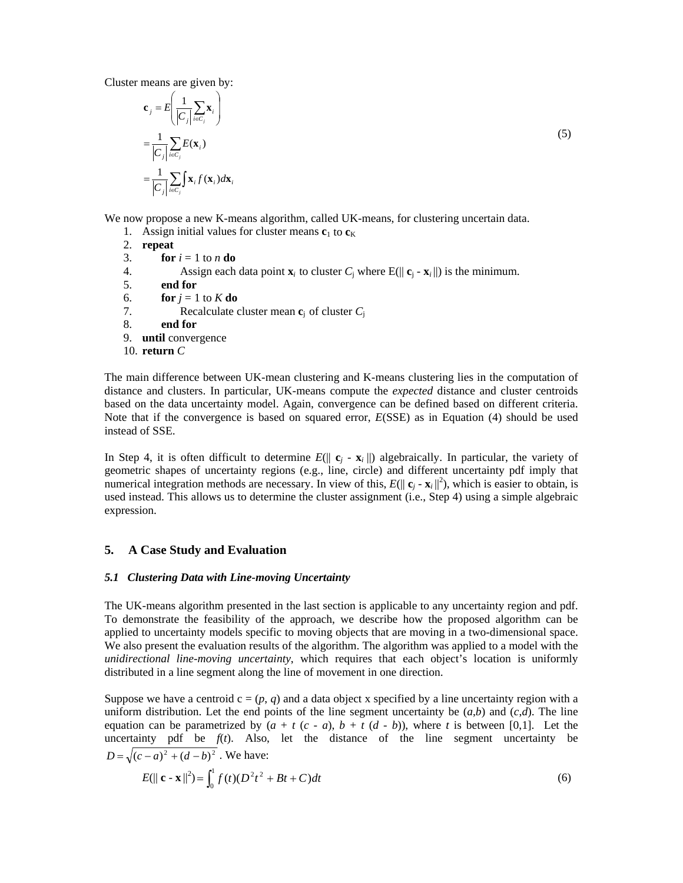Cluster means are given by:

$$
\begin{aligned}
\mathbf{c}_j &= E\left(\frac{1}{|C_j|}\sum_{i \in C_j} \mathbf{x}_i\right) \\
&= \frac{1}{|C_j|}\sum_{i \in C_j} E(\mathbf{x}_i) \\
&= \frac{1}{|C_j|}\sum_{i \in C_j} \int \mathbf{x}_i f(\mathbf{x}_i) d\mathbf{x}_i
\end{aligned}
\tag{5}
$$

We now propose a new K-means algorithm, called UK-means, for clustering uncertain data.

1. Assign initial values for cluster means $\mathbf{c}_1$ to $\mathbf{c}_K$
2. **repeat**
3. **for** $i = 1$ to $n$ **do**
4. Assign each data point $\mathbf{x}_i$ to cluster $C_j$ where $E(\| \mathbf{c}_j - \mathbf{x}_i \|)$ is the minimum.
5. **end for**
6. **for** $j = 1$ to $K$ **do**
7. Recalculate cluster mean $\mathbf{c}_j$ of cluster $C_j$
8. **end for**
9. **until** convergence
10. **return** $C$

The main difference between UK-mean clustering and K-means clustering lies in the computation of distance and clusters. In particular, UK-means compute the *expected* distance and cluster centroids based on the data uncertainty model. Again, convergence can be defined based on different criteria. Note that if the convergence is based on squared error, $E$(SSE) as in Equation (4) should be used instead of SSE.

In Step 4, it is often difficult to determine $E(\| \mathbf{c}_j - \mathbf{x}_i \|)$ algebraically. In particular, the variety of geometric shapes of uncertainty regions (e.g., line, circle) and different uncertainty pdf imply that numerical integration methods are necessary. In view of this, $E(\| \mathbf{c}_j - \mathbf{x}_i \|^2)$, which is easier to obtain, is used instead. This allows us to determine the cluster assignment (i.e., Step 4) using a simple algebraic expression.

## 5. A Case Study and Evaluation

### *5.1 Clustering Data with Line-moving Uncertainty*

The UK-means algorithm presented in the last section is applicable to any uncertainty region and pdf. To demonstrate the feasibility of the approach, we describe how the proposed algorithm can be applied to uncertainty models specific to moving objects that are moving in a two-dimensional space. We also present the evaluation results of the algorithm. The algorithm was applied to a model with the *unidirectional line-moving uncertainty*, which requires that each object's location is uniformly distributed in a line segment along the line of movement in one direction.

Suppose we have a centroid c = $(p, q)$ and a data object x specified by a line uncertainty region with a uniform distribution. Let the end points of the line segment uncertainty be $(a,b)$ and $(c,d)$. The line equation can be parametrized by $(a + t\,(c - a),\ b + t\,(d - b))$, where $t$ is between [0,1]. Let the uncertainty pdf be $f(t)$. Also, let the distance of the line segment uncertainty be $D = \sqrt{(c-a)^2 + (d-b)^2}$. We have:

$$
E(\| \mathbf{c} - \mathbf{x} \|^2) = \int_0^1 f(t)(D^2 t^2 + Bt + C)dt \tag{6}
$$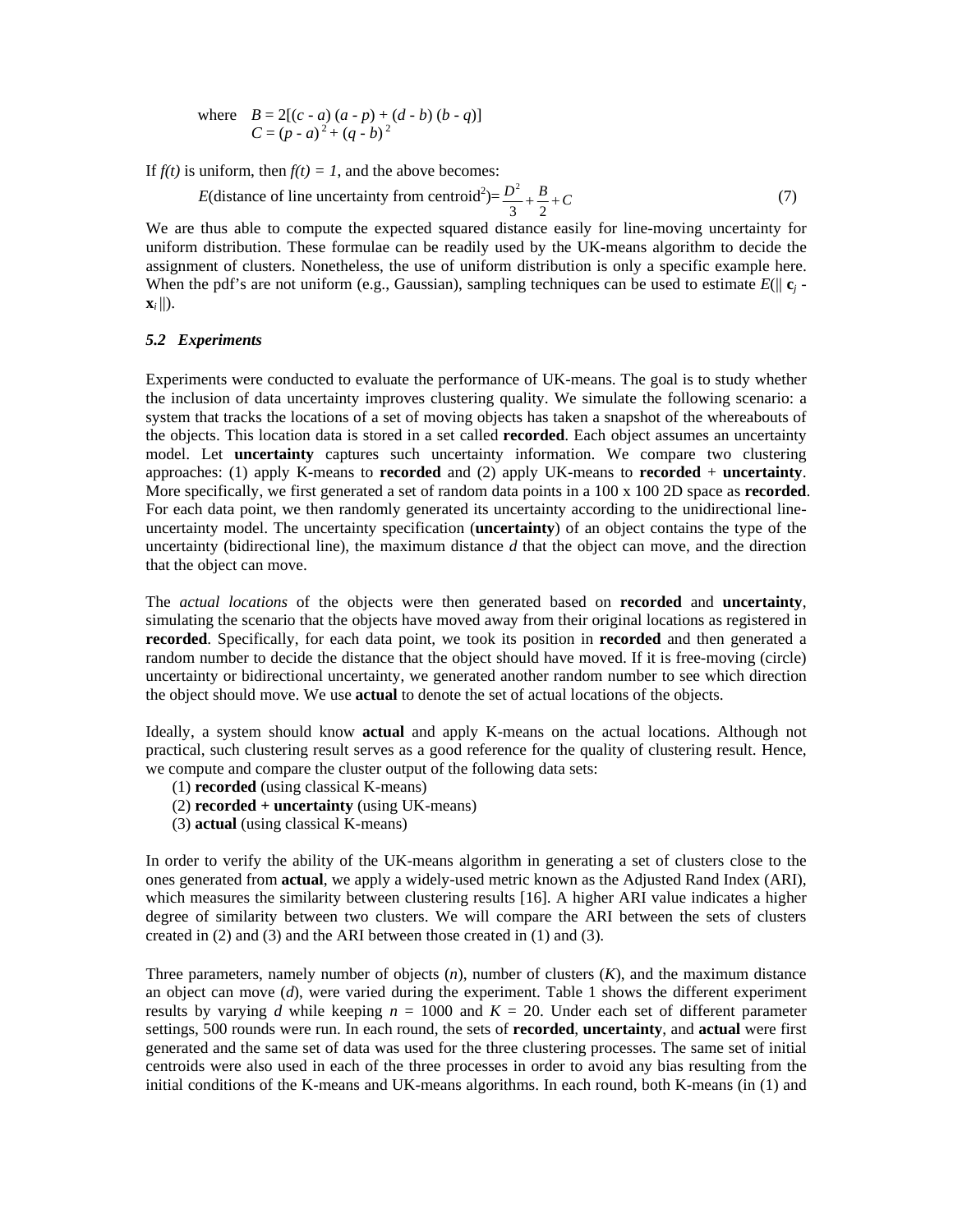where $B = 2[(c - a)(a - p) + (d - b)(b - q)]$
$C = (p - a)^2 + (q - b)^2$

If $f(t)$ is uniform, then $f(t) = 1$, and the above becomes:

$$E(\text{distance of line uncertainty from centroid}^2) = \frac{D^2}{3} + \frac{B}{2} + C \tag{7}$$

We are thus able to compute the expected squared distance easily for line-moving uncertainty for uniform distribution. These formulae can be readily used by the UK-means algorithm to decide the assignment of clusters. Nonetheless, the use of uniform distribution is only a specific example here. When the pdf's are not uniform (e.g., Gaussian), sampling techniques can be used to estimate $E(\|\mathbf{c}_j - \mathbf{x}_i\|)$.

### *5.2 Experiments*

Experiments were conducted to evaluate the performance of UK-means. The goal is to study whether the inclusion of data uncertainty improves clustering quality. We simulate the following scenario: a system that tracks the locations of a set of moving objects has taken a snapshot of the whereabouts of the objects. This location data is stored in a set called **recorded**. Each object assumes an uncertainty model. Let **uncertainty** captures such uncertainty information. We compare two clustering approaches: (1) apply K-means to **recorded** and (2) apply UK-means to **recorded** + **uncertainty**. More specifically, we first generated a set of random data points in a 100 x 100 2D space as **recorded**. For each data point, we then randomly generated its uncertainty according to the unidirectional line-uncertainty model. The uncertainty specification (**uncertainty**) of an object contains the type of the uncertainty (bidirectional line), the maximum distance *d* that the object can move, and the direction that the object can move.

The *actual locations* of the objects were then generated based on **recorded** and **uncertainty**, simulating the scenario that the objects have moved away from their original locations as registered in **recorded**. Specifically, for each data point, we took its position in **recorded** and then generated a random number to decide the distance that the object should have moved. If it is free-moving (circle) uncertainty or bidirectional uncertainty, we generated another random number to see which direction the object should move. We use **actual** to denote the set of actual locations of the objects.

Ideally, a system should know **actual** and apply K-means on the actual locations. Although not practical, such clustering result serves as a good reference for the quality of clustering result. Hence, we compute and compare the cluster output of the following data sets:

(1) **recorded** (using classical K-means)
(2) **recorded + uncertainty** (using UK-means)
(3) **actual** (using classical K-means)

In order to verify the ability of the UK-means algorithm in generating a set of clusters close to the ones generated from **actual**, we apply a widely-used metric known as the Adjusted Rand Index (ARI), which measures the similarity between clustering results [16]. A higher ARI value indicates a higher degree of similarity between two clusters. We will compare the ARI between the sets of clusters created in (2) and (3) and the ARI between those created in (1) and (3).

Three parameters, namely number of objects ($n$), number of clusters ($K$), and the maximum distance an object can move ($d$), were varied during the experiment. Table 1 shows the different experiment results by varying $d$ while keeping $n = 1000$ and $K = 20$. Under each set of different parameter settings, 500 rounds were run. In each round, the sets of **recorded**, **uncertainty**, and **actual** were first generated and the same set of data was used for the three clustering processes. The same set of initial centroids were also used in each of the three processes in order to avoid any bias resulting from the initial conditions of the K-means and UK-means algorithms. In each round, both K-means (in (1) and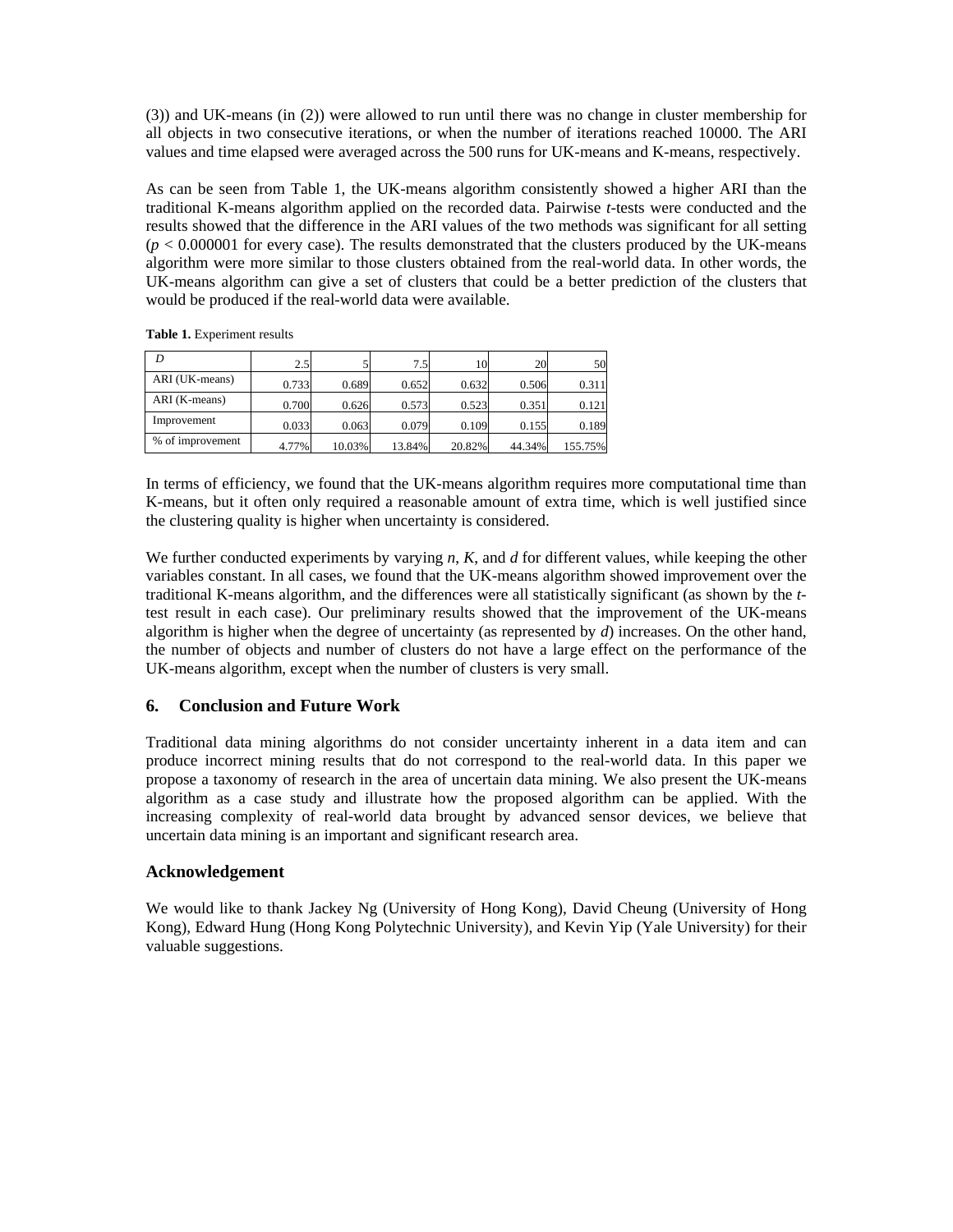(3)) and UK-means (in (2)) were allowed to run until there was no change in cluster membership for all objects in two consecutive iterations, or when the number of iterations reached 10000. The ARI values and time elapsed were averaged across the 500 runs for UK-means and K-means, respectively.

As can be seen from Table 1, the UK-means algorithm consistently showed a higher ARI than the traditional K-means algorithm applied on the recorded data. Pairwise *t*-tests were conducted and the results showed that the difference in the ARI values of the two methods was significant for all setting ($p < 0.000001$ for every case). The results demonstrated that the clusters produced by the UK-means algorithm were more similar to those clusters obtained from the real-world data. In other words, the UK-means algorithm can give a set of clusters that could be a better prediction of the clusters that would be produced if the real-world data were available.

**Table 1.** Experiment results

| $D$ | 2.5 | 5 | 7.5 | 10 | 20 | 50 |
|---|---|---|---|---|---|---|
| ARI (UK-means) | 0.733 | 0.689 | 0.652 | 0.632 | 0.506 | 0.311 |
| ARI (K-means) | 0.700 | 0.626 | 0.573 | 0.523 | 0.351 | 0.121 |
| Improvement | 0.033 | 0.063 | 0.079 | 0.109 | 0.155 | 0.189 |
| % of improvement | 4.77% | 10.03% | 13.84% | 20.82% | 44.34% | 155.75% |

In terms of efficiency, we found that the UK-means algorithm requires more computational time than K-means, but it often only required a reasonable amount of extra time, which is well justified since the clustering quality is higher when uncertainty is considered.

We further conducted experiments by varying $n$, $K$, and $d$ for different values, while keeping the other variables constant. In all cases, we found that the UK-means algorithm showed improvement over the traditional K-means algorithm, and the differences were all statistically significant (as shown by the *t*-test result in each case). Our preliminary results showed that the improvement of the UK-means algorithm is higher when the degree of uncertainty (as represented by $d$) increases. On the other hand, the number of objects and number of clusters do not have a large effect on the performance of the UK-means algorithm, except when the number of clusters is very small.

## 6. Conclusion and Future Work

Traditional data mining algorithms do not consider uncertainty inherent in a data item and can produce incorrect mining results that do not correspond to the real-world data. In this paper we propose a taxonomy of research in the area of uncertain data mining. We also present the UK-means algorithm as a case study and illustrate how the proposed algorithm can be applied. With the increasing complexity of real-world data brought by advanced sensor devices, we believe that uncertain data mining is an important and significant research area.

## Acknowledgement

We would like to thank Jackey Ng (University of Hong Kong), David Cheung (University of Hong Kong), Edward Hung (Hong Kong Polytechnic University), and Kevin Yip (Yale University) for their valuable suggestions.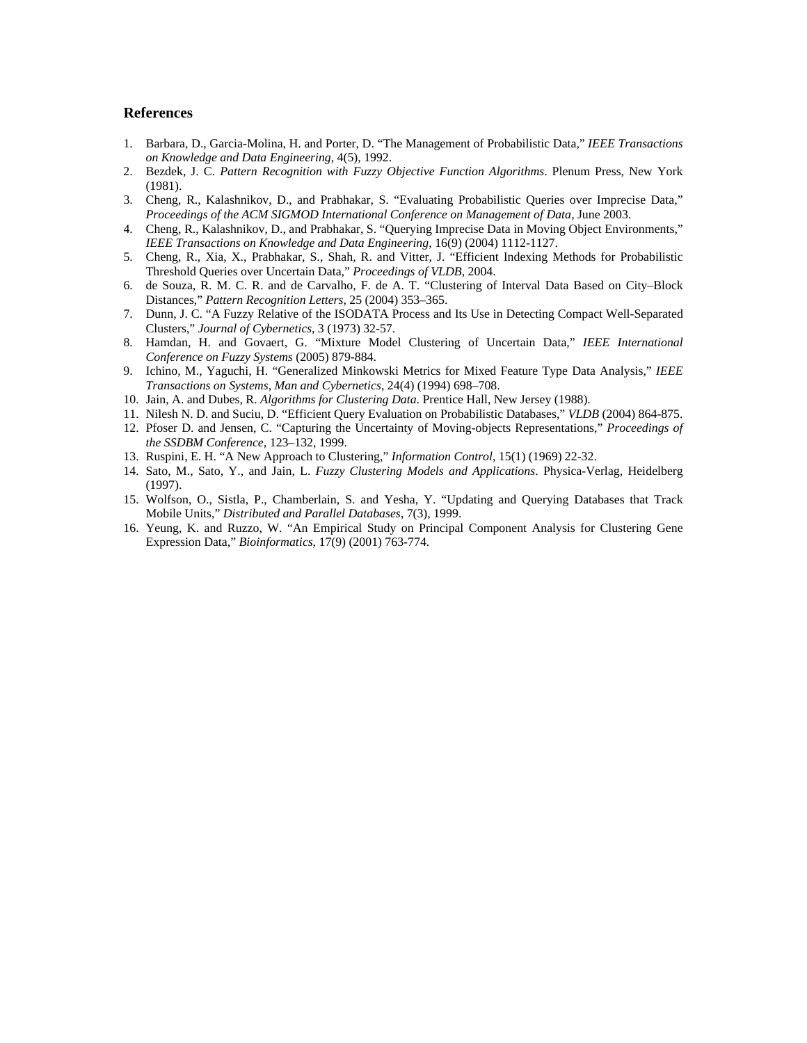## References

1. Barbara, D., Garcia-Molina, H. and Porter, D. "The Management of Probabilistic Data," *IEEE Transactions on Knowledge and Data Engineering*, 4(5), 1992.
2. Bezdek, J. C. *Pattern Recognition with Fuzzy Objective Function Algorithms*. Plenum Press, New York (1981).
3. Cheng, R., Kalashnikov, D., and Prabhakar, S. "Evaluating Probabilistic Queries over Imprecise Data," *Proceedings of the ACM SIGMOD International Conference on Management of Data*, June 2003.
4. Cheng, R., Kalashnikov, D., and Prabhakar, S. "Querying Imprecise Data in Moving Object Environments," *IEEE Transactions on Knowledge and Data Engineering*, 16(9) (2004) 1112-1127.
5. Cheng, R., Xia, X., Prabhakar, S., Shah, R. and Vitter, J. "Efficient Indexing Methods for Probabilistic Threshold Queries over Uncertain Data," *Proceedings of VLDB*, 2004.
6. de Souza, R. M. C. R. and de Carvalho, F. de A. T. "Clustering of Interval Data Based on City–Block Distances," *Pattern Recognition Letters*, 25 (2004) 353–365.
7. Dunn, J. C. "A Fuzzy Relative of the ISODATA Process and Its Use in Detecting Compact Well-Separated Clusters," *Journal of Cybernetics*, 3 (1973) 32-57.
8. Hamdan, H. and Govaert, G. "Mixture Model Clustering of Uncertain Data," *IEEE International Conference on Fuzzy Systems* (2005) 879-884.
9. Ichino, M., Yaguchi, H. "Generalized Minkowski Metrics for Mixed Feature Type Data Analysis," *IEEE Transactions on Systems, Man and Cybernetics*, 24(4) (1994) 698–708.
10. Jain, A. and Dubes, R. *Algorithms for Clustering Data*. Prentice Hall, New Jersey (1988).
11. Nilesh N. D. and Suciu, D. "Efficient Query Evaluation on Probabilistic Databases," *VLDB* (2004) 864-875.
12. Pfoser D. and Jensen, C. "Capturing the Uncertainty of Moving-objects Representations," *Proceedings of the SSDBM Conference*, 123–132, 1999.
13. Ruspini, E. H. "A New Approach to Clustering," *Information Control*, 15(1) (1969) 22-32.
14. Sato, M., Sato, Y., and Jain, L. *Fuzzy Clustering Models and Applications*. Physica-Verlag, Heidelberg (1997).
15. Wolfson, O., Sistla, P., Chamberlain, S. and Yesha, Y. "Updating and Querying Databases that Track Mobile Units," *Distributed and Parallel Databases*, 7(3), 1999.
16. Yeung, K. and Ruzzo, W. "An Empirical Study on Principal Component Analysis for Clustering Gene Expression Data," *Bioinformatics*, 17(9) (2001) 763-774.